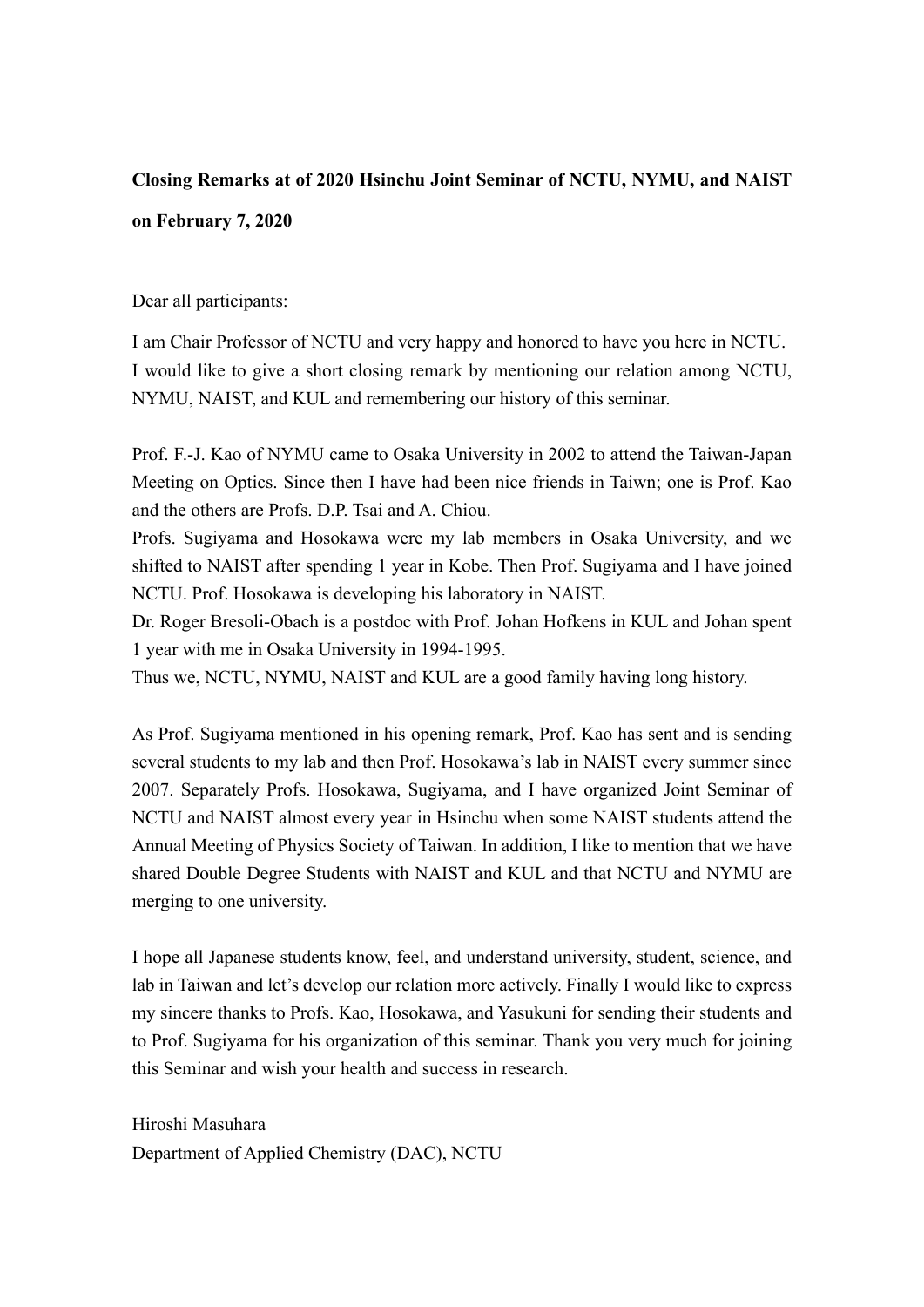**Closing Remarks at of 2020 Hsinchu Joint Seminar of NCTU, NYMU, and NAIST on February 7, 2020**

Dear all participants:

I am Chair Professor of NCTU and very happy and honored to have you here in NCTU. I would like to give a short closing remark by mentioning our relation among NCTU, NYMU, NAIST, and KUL and remembering our history of this seminar.

Prof. F.-J. Kao of NYMU came to Osaka University in 2002 to attend the Taiwan-Japan Meeting on Optics. Since then I have had been nice friends in Taiwn; one is Prof. Kao and the others are Profs. D.P. Tsai and A. Chiou.

Profs. Sugiyama and Hosokawa were my lab members in Osaka University, and we shifted to NAIST after spending 1 year in Kobe. Then Prof. Sugiyama and I have joined NCTU. Prof. Hosokawa is developing his laboratory in NAIST.

Dr. Roger Bresoli-Obach is a postdoc with Prof. Johan Hofkens in KUL and Johan spent 1 year with me in Osaka University in 1994-1995.

Thus we, NCTU, NYMU, NAIST and KUL are a good family having long history.

As Prof. Sugiyama mentioned in his opening remark, Prof. Kao has sent and is sending several students to my lab and then Prof. Hosokawa's lab in NAIST every summer since 2007. Separately Profs. Hosokawa, Sugiyama, and I have organized Joint Seminar of NCTU and NAIST almost every year in Hsinchu when some NAIST students attend the Annual Meeting of Physics Society of Taiwan. In addition, I like to mention that we have shared Double Degree Students with NAIST and KUL and that NCTU and NYMU are merging to one university.

I hope all Japanese students know, feel, and understand university, student, science, and lab in Taiwan and let's develop our relation more actively. Finally I would like to express my sincere thanks to Profs. Kao, Hosokawa, and Yasukuni for sending their students and to Prof. Sugiyama for his organization of this seminar. Thank you very much for joining this Seminar and wish your health and success in research.

Hiroshi Masuhara  
Department of Applied Chemistry (DAC), NCTU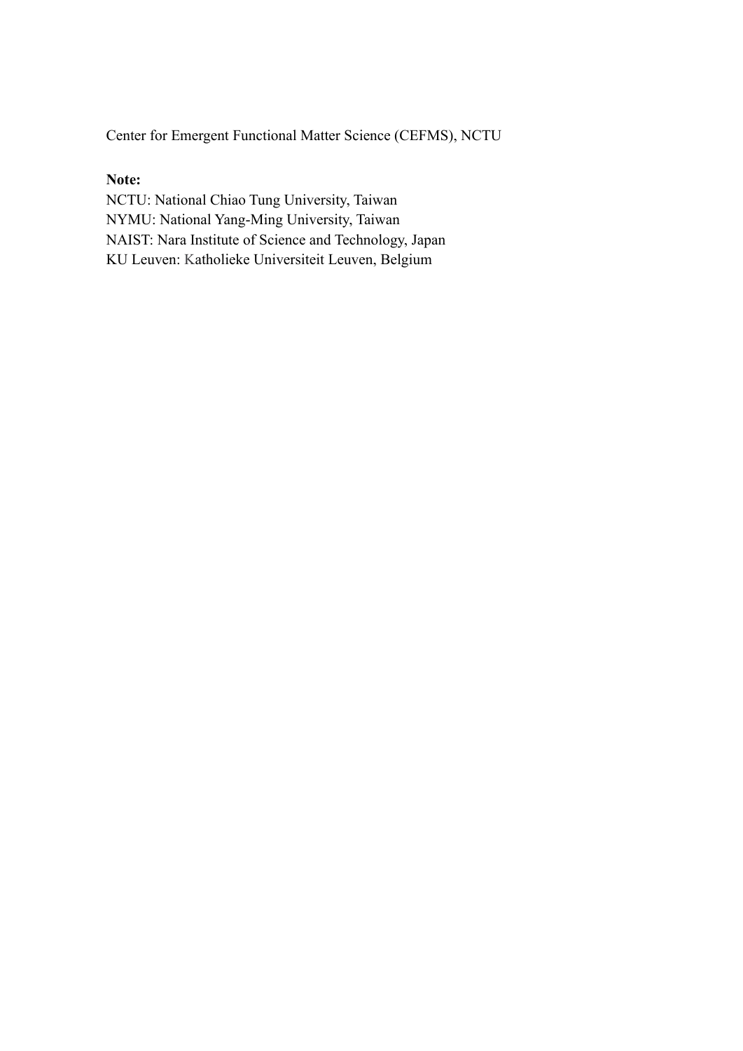Center for Emergent Functional Matter Science (CEFMS), NCTU

**Note:**

NCTU: National Chiao Tung University, Taiwan
NYMU: National Yang-Ming University, Taiwan
NAIST: Nara Institute of Science and Technology, Japan
KU Leuven: Katholieke Universiteit Leuven, Belgium